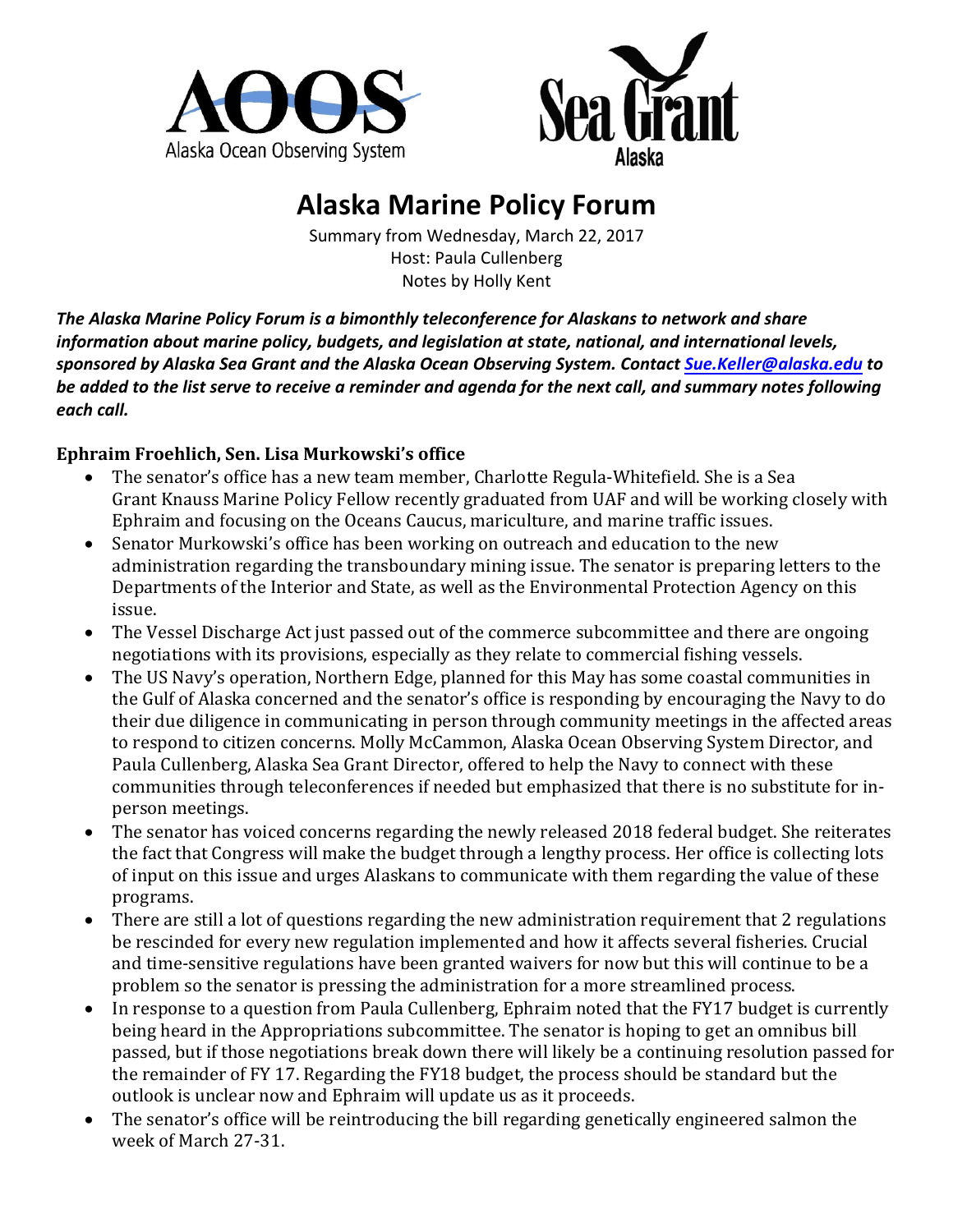# Alaska Marine Policy Forum

Summary from Wednesday, March 22, 2017
Host: Paula Cullenberg
Notes by Holly Kent

***The Alaska Marine Policy Forum is a bimonthly teleconference for Alaskans to network and share information about marine policy, budgets, and legislation at state, national, and international levels, sponsored by Alaska Sea Grant and the Alaska Ocean Observing System. Contact Sue.Keller@alaska.edu to be added to the list serve to receive a reminder and agenda for the next call, and summary notes following each call.***

### Ephraim Froehlich, Sen. Lisa Murkowski's office

- The senator's office has a new team member, Charlotte Regula-Whitefield. She is a Sea Grant Knauss Marine Policy Fellow recently graduated from UAF and will be working closely with Ephraim and focusing on the Oceans Caucus, mariculture, and marine traffic issues.
- Senator Murkowski's office has been working on outreach and education to the new administration regarding the transboundary mining issue. The senator is preparing letters to the Departments of the Interior and State, as well as the Environmental Protection Agency on this issue.
- The Vessel Discharge Act just passed out of the commerce subcommittee and there are ongoing negotiations with its provisions, especially as they relate to commercial fishing vessels.
- The US Navy's operation, Northern Edge, planned for this May has some coastal communities in the Gulf of Alaska concerned and the senator's office is responding by encouraging the Navy to do their due diligence in communicating in person through community meetings in the affected areas to respond to citizen concerns. Molly McCammon, Alaska Ocean Observing System Director, and Paula Cullenberg, Alaska Sea Grant Director, offered to help the Navy to connect with these communities through teleconferences if needed but emphasized that there is no substitute for in-person meetings.
- The senator has voiced concerns regarding the newly released 2018 federal budget. She reiterates the fact that Congress will make the budget through a lengthy process. Her office is collecting lots of input on this issue and urges Alaskans to communicate with them regarding the value of these programs.
- There are still a lot of questions regarding the new administration requirement that 2 regulations be rescinded for every new regulation implemented and how it affects several fisheries. Crucial and time-sensitive regulations have been granted waivers for now but this will continue to be a problem so the senator is pressing the administration for a more streamlined process.
- In response to a question from Paula Cullenberg, Ephraim noted that the FY17 budget is currently being heard in the Appropriations subcommittee. The senator is hoping to get an omnibus bill passed, but if those negotiations break down there will likely be a continuing resolution passed for the remainder of FY 17. Regarding the FY18 budget, the process should be standard but the outlook is unclear now and Ephraim will update us as it proceeds.
- The senator's office will be reintroducing the bill regarding genetically engineered salmon the week of March 27-31.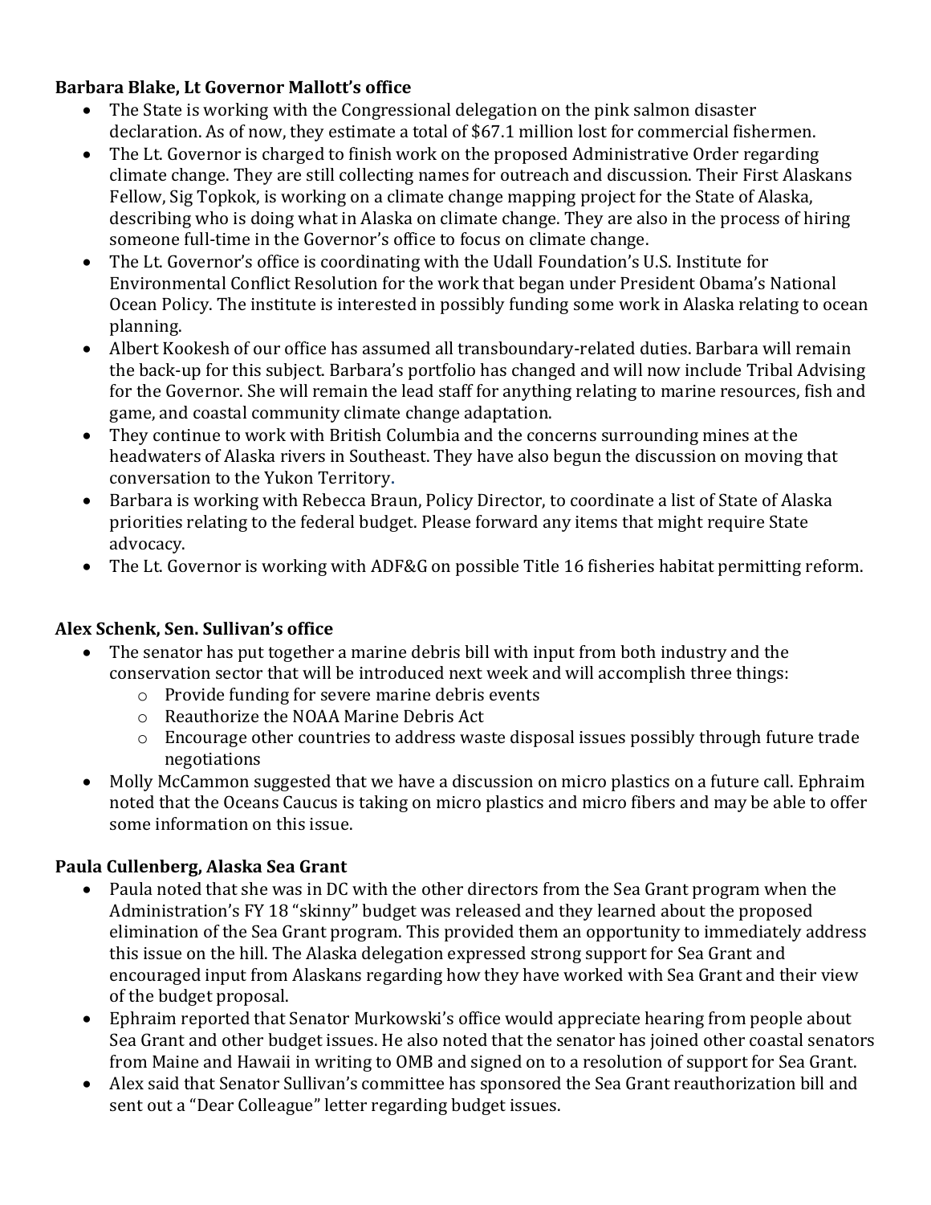**Barbara Blake, Lt Governor Mallott's office**

- The State is working with the Congressional delegation on the pink salmon disaster declaration. As of now, they estimate a total of $67.1 million lost for commercial fishermen.
- The Lt. Governor is charged to finish work on the proposed Administrative Order regarding climate change. They are still collecting names for outreach and discussion. Their First Alaskans Fellow, Sig Topkok, is working on a climate change mapping project for the State of Alaska, describing who is doing what in Alaska on climate change. They are also in the process of hiring someone full-time in the Governor's office to focus on climate change.
- The Lt. Governor's office is coordinating with the Udall Foundation's U.S. Institute for Environmental Conflict Resolution for the work that began under President Obama's National Ocean Policy. The institute is interested in possibly funding some work in Alaska relating to ocean planning.
- Albert Kookesh of our office has assumed all transboundary-related duties. Barbara will remain the back-up for this subject. Barbara's portfolio has changed and will now include Tribal Advising for the Governor. She will remain the lead staff for anything relating to marine resources, fish and game, and coastal community climate change adaptation.
- They continue to work with British Columbia and the concerns surrounding mines at the headwaters of Alaska rivers in Southeast. They have also begun the discussion on moving that conversation to the Yukon Territory.
- Barbara is working with Rebecca Braun, Policy Director, to coordinate a list of State of Alaska priorities relating to the federal budget. Please forward any items that might require State advocacy.
- The Lt. Governor is working with ADF&G on possible Title 16 fisheries habitat permitting reform.

**Alex Schenk, Sen. Sullivan's office**

- The senator has put together a marine debris bill with input from both industry and the conservation sector that will be introduced next week and will accomplish three things:
  - Provide funding for severe marine debris events
  - Reauthorize the NOAA Marine Debris Act
  - Encourage other countries to address waste disposal issues possibly through future trade negotiations
- Molly McCammon suggested that we have a discussion on micro plastics on a future call. Ephraim noted that the Oceans Caucus is taking on micro plastics and micro fibers and may be able to offer some information on this issue.

**Paula Cullenberg, Alaska Sea Grant**

- Paula noted that she was in DC with the other directors from the Sea Grant program when the Administration's FY 18 "skinny" budget was released and they learned about the proposed elimination of the Sea Grant program. This provided them an opportunity to immediately address this issue on the hill. The Alaska delegation expressed strong support for Sea Grant and encouraged input from Alaskans regarding how they have worked with Sea Grant and their view of the budget proposal.
- Ephraim reported that Senator Murkowski's office would appreciate hearing from people about Sea Grant and other budget issues. He also noted that the senator has joined other coastal senators from Maine and Hawaii in writing to OMB and signed on to a resolution of support for Sea Grant.
- Alex said that Senator Sullivan's committee has sponsored the Sea Grant reauthorization bill and sent out a "Dear Colleague" letter regarding budget issues.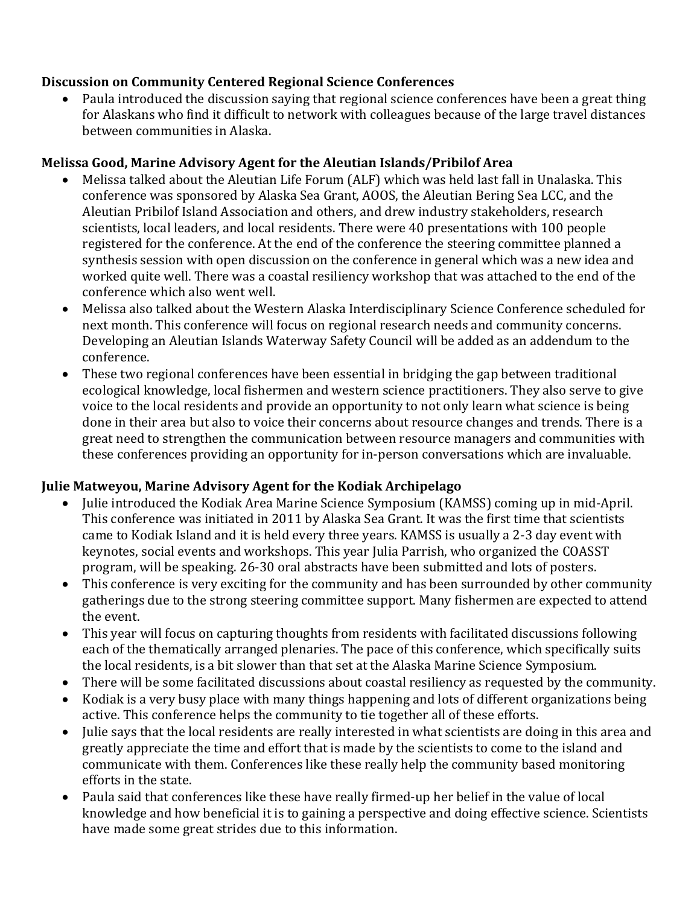**Discussion on Community Centered Regional Science Conferences**

- Paula introduced the discussion saying that regional science conferences have been a great thing for Alaskans who find it difficult to network with colleagues because of the large travel distances between communities in Alaska.

**Melissa Good, Marine Advisory Agent for the Aleutian Islands/Pribilof Area**

- Melissa talked about the Aleutian Life Forum (ALF) which was held last fall in Unalaska. This conference was sponsored by Alaska Sea Grant, AOOS, the Aleutian Bering Sea LCC, and the Aleutian Pribilof Island Association and others, and drew industry stakeholders, research scientists, local leaders, and local residents. There were 40 presentations with 100 people registered for the conference. At the end of the conference the steering committee planned a synthesis session with open discussion on the conference in general which was a new idea and worked quite well. There was a coastal resiliency workshop that was attached to the end of the conference which also went well.
- Melissa also talked about the Western Alaska Interdisciplinary Science Conference scheduled for next month. This conference will focus on regional research needs and community concerns. Developing an Aleutian Islands Waterway Safety Council will be added as an addendum to the conference.
- These two regional conferences have been essential in bridging the gap between traditional ecological knowledge, local fishermen and western science practitioners. They also serve to give voice to the local residents and provide an opportunity to not only learn what science is being done in their area but also to voice their concerns about resource changes and trends. There is a great need to strengthen the communication between resource managers and communities with these conferences providing an opportunity for in-person conversations which are invaluable.

**Julie Matweyou, Marine Advisory Agent for the Kodiak Archipelago**

- Julie introduced the Kodiak Area Marine Science Symposium (KAMSS) coming up in mid-April. This conference was initiated in 2011 by Alaska Sea Grant. It was the first time that scientists came to Kodiak Island and it is held every three years. KAMSS is usually a 2-3 day event with keynotes, social events and workshops. This year Julia Parrish, who organized the COASST program, will be speaking. 26-30 oral abstracts have been submitted and lots of posters.
- This conference is very exciting for the community and has been surrounded by other community gatherings due to the strong steering committee support. Many fishermen are expected to attend the event.
- This year will focus on capturing thoughts from residents with facilitated discussions following each of the thematically arranged plenaries. The pace of this conference, which specifically suits the local residents, is a bit slower than that set at the Alaska Marine Science Symposium.
- There will be some facilitated discussions about coastal resiliency as requested by the community.
- Kodiak is a very busy place with many things happening and lots of different organizations being active. This conference helps the community to tie together all of these efforts.
- Julie says that the local residents are really interested in what scientists are doing in this area and greatly appreciate the time and effort that is made by the scientists to come to the island and communicate with them. Conferences like these really help the community based monitoring efforts in the state.
- Paula said that conferences like these have really firmed-up her belief in the value of local knowledge and how beneficial it is to gaining a perspective and doing effective science. Scientists have made some great strides due to this information.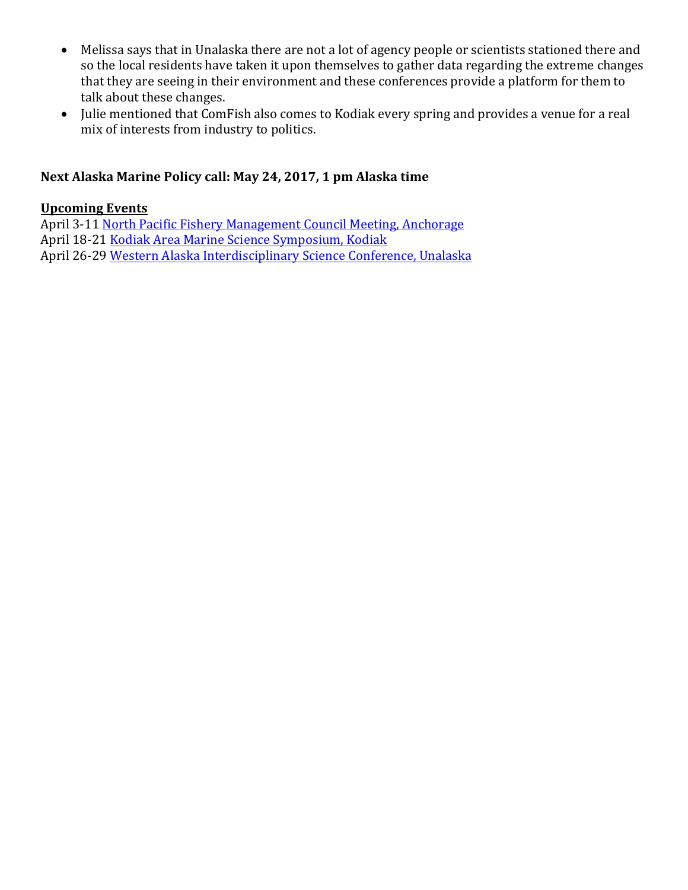- Melissa says that in Unalaska there are not a lot of agency people or scientists stationed there and so the local residents have taken it upon themselves to gather data regarding the extreme changes that they are seeing in their environment and these conferences provide a platform for them to talk about these changes.
- Julie mentioned that ComFish also comes to Kodiak every spring and provides a venue for a real mix of interests from industry to politics.

**Next Alaska Marine Policy call: May 24, 2017, 1 pm Alaska time**

**Upcoming Events**

April 3-11 North Pacific Fishery Management Council Meeting, Anchorage
April 18-21 Kodiak Area Marine Science Symposium, Kodiak
April 26-29 Western Alaska Interdisciplinary Science Conference, Unalaska